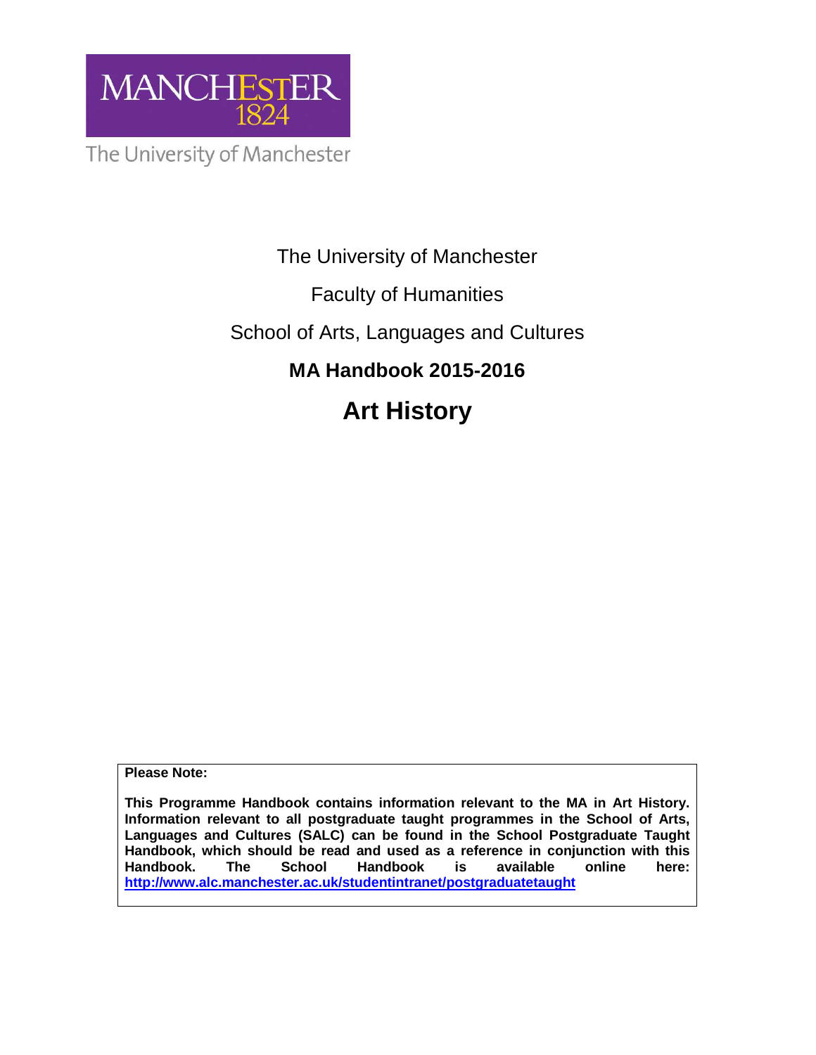MANCHESTER
1824

The University of Manchester

The University of Manchester

Faculty of Humanities

School of Arts, Languages and Cultures

**MA Handbook 2015-2016**

# Art History

**Please Note:**

**This Programme Handbook contains information relevant to the MA in Art History. Information relevant to all postgraduate taught programmes in the School of Arts, Languages and Cultures (SALC) can be found in the School Postgraduate Taught Handbook, which should be read and used as a reference in conjunction with this Handbook. The School Handbook is available online here: [http://www.alc.manchester.ac.uk/studentintranet/postgraduatetaught](http://www.alc.manchester.ac.uk/studentintranet/postgraduatetaught)**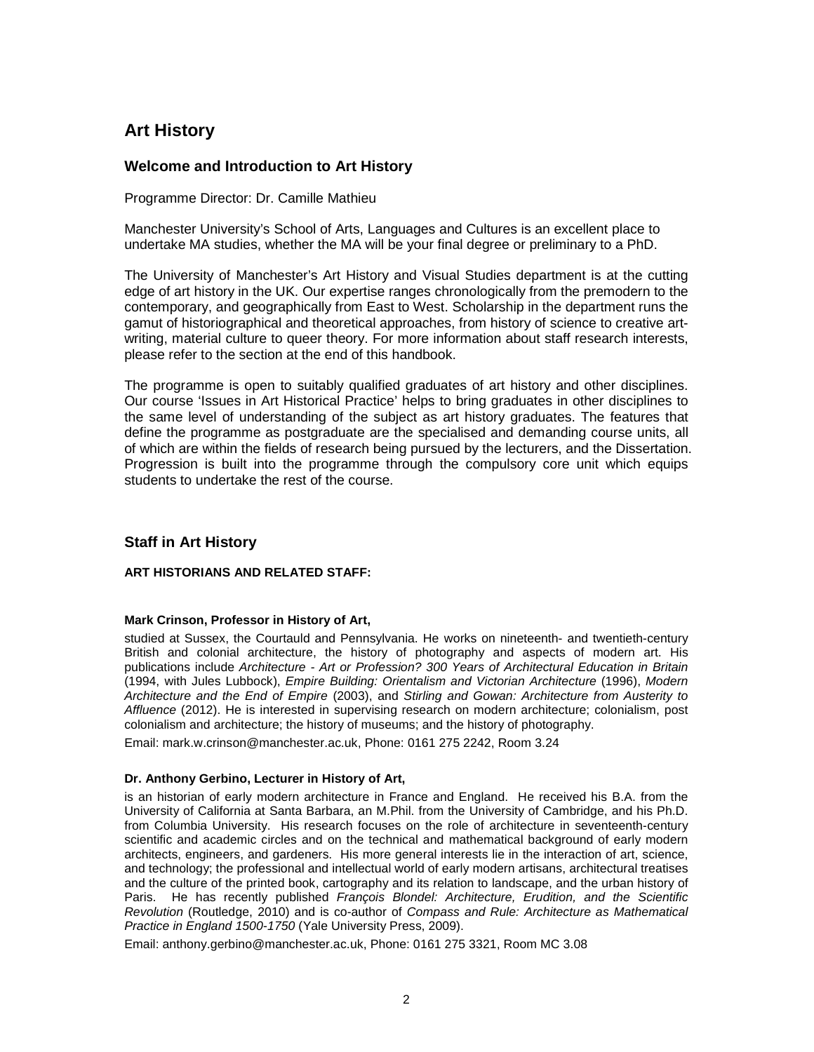# Art History

## Welcome and Introduction to Art History

Programme Director: Dr. Camille Mathieu

Manchester University's School of Arts, Languages and Cultures is an excellent place to undertake MA studies, whether the MA will be your final degree or preliminary to a PhD.

The University of Manchester's Art History and Visual Studies department is at the cutting edge of art history in the UK. Our expertise ranges chronologically from the premodern to the contemporary, and geographically from East to West. Scholarship in the department runs the gamut of historiographical and theoretical approaches, from history of science to creative art-writing, material culture to queer theory. For more information about staff research interests, please refer to the section at the end of this handbook.

The programme is open to suitably qualified graduates of art history and other disciplines. Our course 'Issues in Art Historical Practice' helps to bring graduates in other disciplines to the same level of understanding of the subject as art history graduates. The features that define the programme as postgraduate are the specialised and demanding course units, all of which are within the fields of research being pursued by the lecturers, and the Dissertation. Progression is built into the programme through the compulsory core unit which equips students to undertake the rest of the course.

## Staff in Art History

**ART HISTORIANS AND RELATED STAFF:**

**Mark Crinson, Professor in History of Art,**

studied at Sussex, the Courtauld and Pennsylvania. He works on nineteenth- and twentieth-century British and colonial architecture, the history of photography and aspects of modern art. His publications include *Architecture - Art or Profession? 300 Years of Architectural Education in Britain* (1994, with Jules Lubbock), *Empire Building: Orientalism and Victorian Architecture* (1996), *Modern Architecture and the End of Empire* (2003), and *Stirling and Gowan: Architecture from Austerity to Affluence* (2012). He is interested in supervising research on modern architecture; colonialism, post colonialism and architecture; the history of museums; and the history of photography.

Email: mark.w.crinson@manchester.ac.uk, Phone: 0161 275 2242, Room 3.24

**Dr. Anthony Gerbino, Lecturer in History of Art,**

is an historian of early modern architecture in France and England. He received his B.A. from the University of California at Santa Barbara, an M.Phil. from the University of Cambridge, and his Ph.D. from Columbia University. His research focuses on the role of architecture in seventeenth-century scientific and academic circles and on the technical and mathematical background of early modern architects, engineers, and gardeners. His more general interests lie in the interaction of art, science, and technology; the professional and intellectual world of early modern artisans, architectural treatises and the culture of the printed book, cartography and its relation to landscape, and the urban history of Paris. He has recently published *François Blondel: Architecture, Erudition, and the Scientific Revolution* (Routledge, 2010) and is co-author of *Compass and Rule: Architecture as Mathematical Practice in England 1500-1750* (Yale University Press, 2009).

Email: anthony.gerbino@manchester.ac.uk, Phone: 0161 275 3321, Room MC 3.08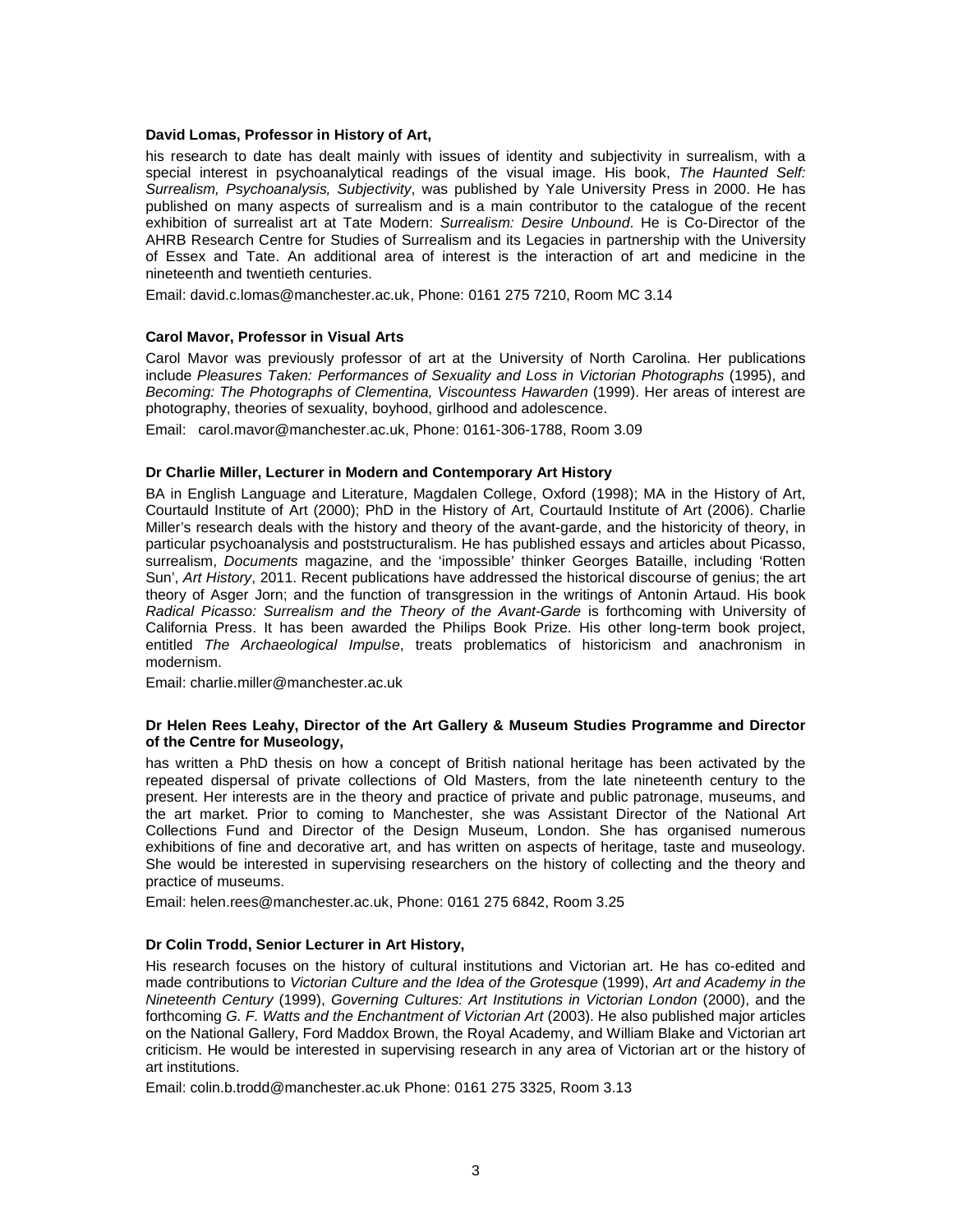**David Lomas, Professor in History of Art,**

his research to date has dealt mainly with issues of identity and subjectivity in surrealism, with a special interest in psychoanalytical readings of the visual image. His book, *The Haunted Self: Surrealism, Psychoanalysis, Subjectivity*, was published by Yale University Press in 2000. He has published on many aspects of surrealism and is a main contributor to the catalogue of the recent exhibition of surrealist art at Tate Modern: *Surrealism: Desire Unbound*. He is Co-Director of the AHRB Research Centre for Studies of Surrealism and its Legacies in partnership with the University of Essex and Tate. An additional area of interest is the interaction of art and medicine in the nineteenth and twentieth centuries.

Email: david.c.lomas@manchester.ac.uk, Phone: 0161 275 7210, Room MC 3.14

**Carol Mavor, Professor in Visual Arts**

Carol Mavor was previously professor of art at the University of North Carolina. Her publications include *Pleasures Taken: Performances of Sexuality and Loss in Victorian Photographs* (1995), and *Becoming: The Photographs of Clementina, Viscountess Hawarden* (1999). Her areas of interest are photography, theories of sexuality, boyhood, girlhood and adolescence.

Email: carol.mavor@manchester.ac.uk, Phone: 0161-306-1788, Room 3.09

**Dr Charlie Miller, Lecturer in Modern and Contemporary Art History**

BA in English Language and Literature, Magdalen College, Oxford (1998); MA in the History of Art, Courtauld Institute of Art (2000); PhD in the History of Art, Courtauld Institute of Art (2006). Charlie Miller's research deals with the history and theory of the avant-garde, and the historicity of theory, in particular psychoanalysis and poststructuralism. He has published essays and articles about Picasso, surrealism, *Documents* magazine, and the 'impossible' thinker Georges Bataille, including 'Rotten Sun', *Art History*, 2011. Recent publications have addressed the historical discourse of genius; the art theory of Asger Jorn; and the function of transgression in the writings of Antonin Artaud. His book *Radical Picasso: Surrealism and the Theory of the Avant-Garde* is forthcoming with University of California Press. It has been awarded the Philips Book Prize. His other long-term book project, entitled *The Archaeological Impulse*, treats problematics of historicism and anachronism in modernism.

Email: charlie.miller@manchester.ac.uk

**Dr Helen Rees Leahy, Director of the Art Gallery & Museum Studies Programme and Director of the Centre for Museology,**

has written a PhD thesis on how a concept of British national heritage has been activated by the repeated dispersal of private collections of Old Masters, from the late nineteenth century to the present. Her interests are in the theory and practice of private and public patronage, museums, and the art market. Prior to coming to Manchester, she was Assistant Director of the National Art Collections Fund and Director of the Design Museum, London. She has organised numerous exhibitions of fine and decorative art, and has written on aspects of heritage, taste and museology. She would be interested in supervising researchers on the history of collecting and the theory and practice of museums.

Email: helen.rees@manchester.ac.uk, Phone: 0161 275 6842, Room 3.25

**Dr Colin Trodd, Senior Lecturer in Art History,**

His research focuses on the history of cultural institutions and Victorian art. He has co-edited and made contributions to *Victorian Culture and the Idea of the Grotesque* (1999), *Art and Academy in the Nineteenth Century* (1999), *Governing Cultures: Art Institutions in Victorian London* (2000), and the forthcoming *G. F. Watts and the Enchantment of Victorian Art* (2003). He also published major articles on the National Gallery, Ford Maddox Brown, the Royal Academy, and William Blake and Victorian art criticism. He would be interested in supervising research in any area of Victorian art or the history of art institutions.

Email: colin.b.trodd@manchester.ac.uk Phone: 0161 275 3325, Room 3.13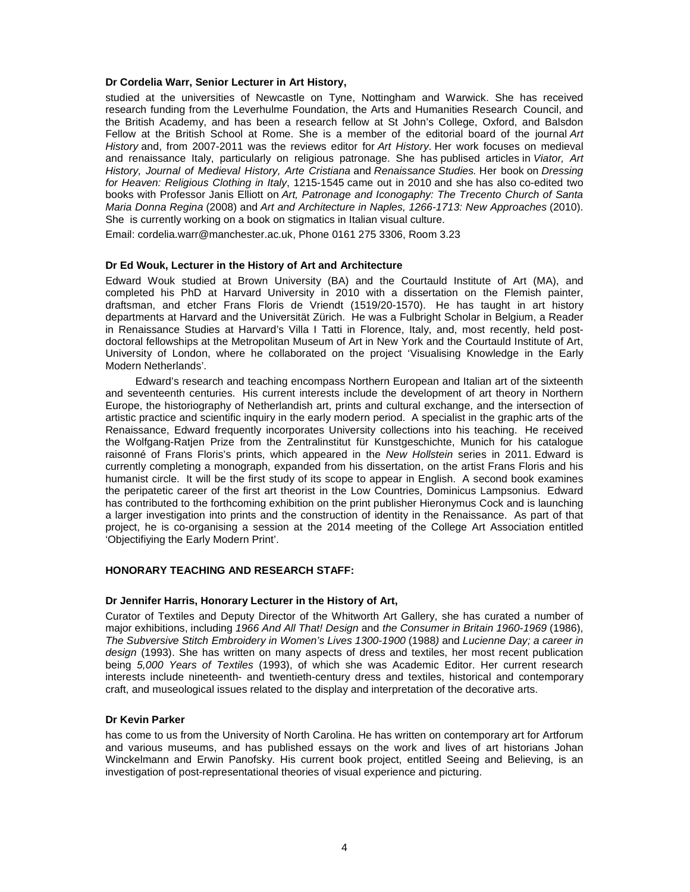**Dr Cordelia Warr, Senior Lecturer in Art History,**

studied at the universities of Newcastle on Tyne, Nottingham and Warwick. She has received research funding from the Leverhulme Foundation, the Arts and Humanities Research Council, and the British Academy, and has been a research fellow at St John's College, Oxford, and Balsdon Fellow at the British School at Rome. She is a member of the editorial board of the journal *Art History* and, from 2007-2011 was the reviews editor for *Art History*. Her work focuses on medieval and renaissance Italy, particularly on religious patronage. She has publised articles in *Viator, Art History, Journal of Medieval History, Arte Cristiana* and *Renaissance Studies.* Her book on *Dressing for Heaven: Religious Clothing in Italy*, 1215-1545 came out in 2010 and she has also co-edited two books with Professor Janis Elliott on *Art, Patronage and Iconogaphy: The Trecento Church of Santa Maria Donna Regina* (2008) and *Art and Architecture in Naples, 1266-1713: New Approaches* (2010). She is currently working on a book on stigmatics in Italian visual culture.

Email: cordelia.warr@manchester.ac.uk, Phone 0161 275 3306, Room 3.23

**Dr Ed Wouk, Lecturer in the History of Art and Architecture**

Edward Wouk studied at Brown University (BA) and the Courtauld Institute of Art (MA), and completed his PhD at Harvard University in 2010 with a dissertation on the Flemish painter, draftsman, and etcher Frans Floris de Vriendt (1519/20-1570). He has taught in art history departments at Harvard and the Universität Zürich. He was a Fulbright Scholar in Belgium, a Reader in Renaissance Studies at Harvard's Villa I Tatti in Florence, Italy, and, most recently, held post-doctoral fellowships at the Metropolitan Museum of Art in New York and the Courtauld Institute of Art, University of London, where he collaborated on the project 'Visualising Knowledge in the Early Modern Netherlands'.

Edward's research and teaching encompass Northern European and Italian art of the sixteenth and seventeenth centuries. His current interests include the development of art theory in Northern Europe, the historiography of Netherlandish art, prints and cultural exchange, and the intersection of artistic practice and scientific inquiry in the early modern period. A specialist in the graphic arts of the Renaissance, Edward frequently incorporates University collections into his teaching. He received the Wolfgang-Ratjen Prize from the Zentralinstitut für Kunstgeschichte, Munich for his catalogue raisonné of Frans Floris's prints, which appeared in the *New Hollstein* series in 2011. Edward is currently completing a monograph, expanded from his dissertation, on the artist Frans Floris and his humanist circle. It will be the first study of its scope to appear in English. A second book examines the peripatetic career of the first art theorist in the Low Countries, Dominicus Lampsonius. Edward has contributed to the forthcoming exhibition on the print publisher Hieronymus Cock and is launching a larger investigation into prints and the construction of identity in the Renaissance. As part of that project, he is co-organising a session at the 2014 meeting of the College Art Association entitled 'Objectifiying the Early Modern Print'.

**HONORARY TEACHING AND RESEARCH STAFF:**

**Dr Jennifer Harris, Honorary Lecturer in the History of Art,**

Curator of Textiles and Deputy Director of the Whitworth Art Gallery, she has curated a number of major exhibitions, including *1966 And All That! Design* and *the Consumer in Britain 1960-1969* (1986), *The Subversive Stitch Embroidery in Women's Lives 1300-1900* (1988) and *Lucienne Day; a career in design* (1993). She has written on many aspects of dress and textiles, her most recent publication being *5,000 Years of Textiles* (1993), of which she was Academic Editor. Her current research interests include nineteenth- and twentieth-century dress and textiles, historical and contemporary craft, and museological issues related to the display and interpretation of the decorative arts.

**Dr Kevin Parker**

has come to us from the University of North Carolina. He has written on contemporary art for Artforum and various museums, and has published essays on the work and lives of art historians Johan Winckelmann and Erwin Panofsky. His current book project, entitled Seeing and Believing, is an investigation of post-representational theories of visual experience and picturing.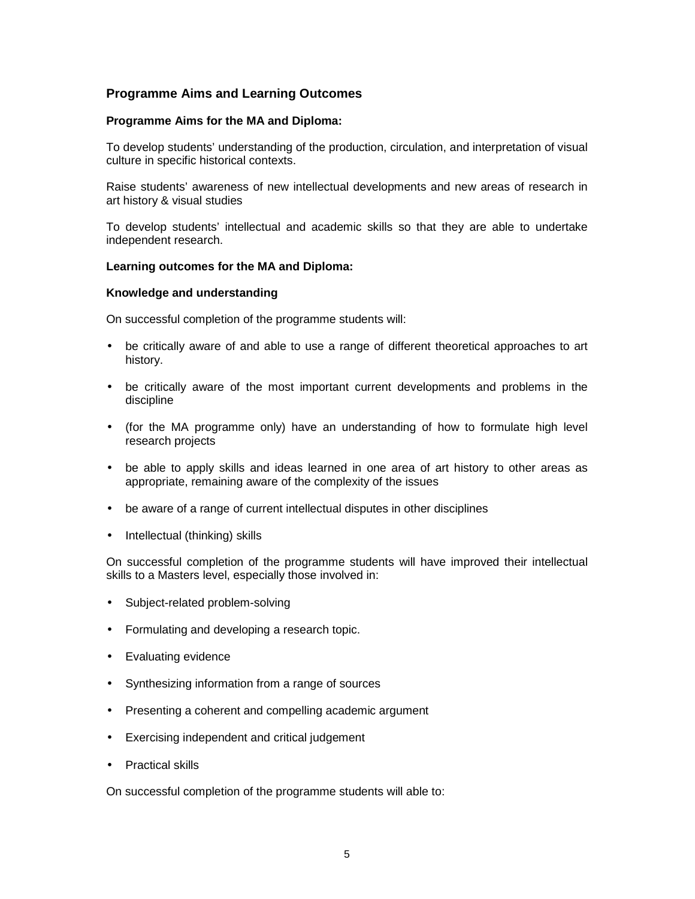## Programme Aims and Learning Outcomes

**Programme Aims for the MA and Diploma:**

To develop students' understanding of the production, circulation, and interpretation of visual culture in specific historical contexts.

Raise students' awareness of new intellectual developments and new areas of research in art history & visual studies

To develop students' intellectual and academic skills so that they are able to undertake independent research.

**Learning outcomes for the MA and Diploma:**

**Knowledge and understanding**

On successful completion of the programme students will:

- be critically aware of and able to use a range of different theoretical approaches to art history.
- be critically aware of the most important current developments and problems in the discipline
- (for the MA programme only) have an understanding of how to formulate high level research projects
- be able to apply skills and ideas learned in one area of art history to other areas as appropriate, remaining aware of the complexity of the issues
- be aware of a range of current intellectual disputes in other disciplines
- Intellectual (thinking) skills

On successful completion of the programme students will have improved their intellectual skills to a Masters level, especially those involved in:

- Subject-related problem-solving
- Formulating and developing a research topic.
- Evaluating evidence
- Synthesizing information from a range of sources
- Presenting a coherent and compelling academic argument
- Exercising independent and critical judgement
- Practical skills

On successful completion of the programme students will able to: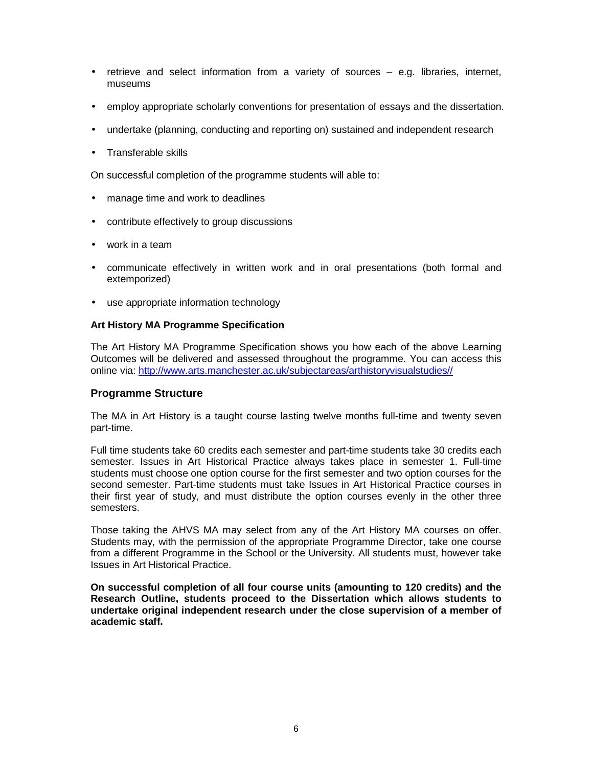- retrieve and select information from a variety of sources – e.g. libraries, internet, museums
- employ appropriate scholarly conventions for presentation of essays and the dissertation.
- undertake (planning, conducting and reporting on) sustained and independent research
- Transferable skills

On successful completion of the programme students will able to:

- manage time and work to deadlines
- contribute effectively to group discussions
- work in a team
- communicate effectively in written work and in oral presentations (both formal and extemporized)
- use appropriate information technology

**Art History MA Programme Specification**

The Art History MA Programme Specification shows you how each of the above Learning Outcomes will be delivered and assessed throughout the programme. You can access this online via: [http://www.arts.manchester.ac.uk/subjectareas/arthistoryvisualstudies//](http://www.arts.manchester.ac.uk/subjectareas/arthistoryvisualstudies//)

## Programme Structure

The MA in Art History is a taught course lasting twelve months full-time and twenty seven part-time.

Full time students take 60 credits each semester and part-time students take 30 credits each semester. Issues in Art Historical Practice always takes place in semester 1. Full-time students must choose one option course for the first semester and two option courses for the second semester. Part-time students must take Issues in Art Historical Practice courses in their first year of study, and must distribute the option courses evenly in the other three semesters.

Those taking the AHVS MA may select from any of the Art History MA courses on offer. Students may, with the permission of the appropriate Programme Director, take one course from a different Programme in the School or the University. All students must, however take Issues in Art Historical Practice.

**On successful completion of all four course units (amounting to 120 credits) and the Research Outline, students proceed to the Dissertation which allows students to undertake original independent research under the close supervision of a member of academic staff.**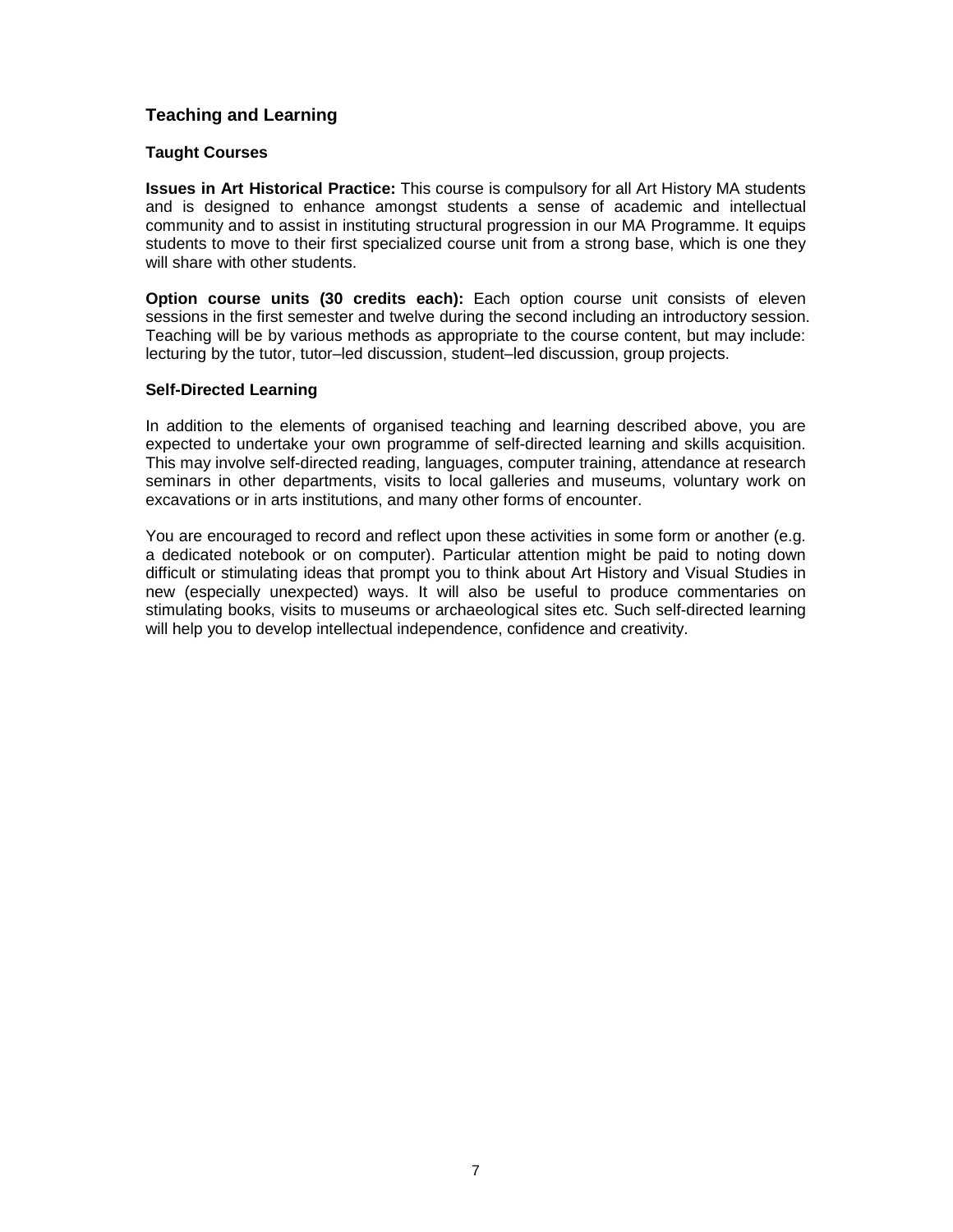## Teaching and Learning

### Taught Courses

**Issues in Art Historical Practice:** This course is compulsory for all Art History MA students and is designed to enhance amongst students a sense of academic and intellectual community and to assist in instituting structural progression in our MA Programme. It equips students to move to their first specialized course unit from a strong base, which is one they will share with other students.

**Option course units (30 credits each):** Each option course unit consists of eleven sessions in the first semester and twelve during the second including an introductory session. Teaching will be by various methods as appropriate to the course content, but may include: lecturing by the tutor, tutor–led discussion, student–led discussion, group projects.

### Self-Directed Learning

In addition to the elements of organised teaching and learning described above, you are expected to undertake your own programme of self-directed learning and skills acquisition. This may involve self-directed reading, languages, computer training, attendance at research seminars in other departments, visits to local galleries and museums, voluntary work on excavations or in arts institutions, and many other forms of encounter.

You are encouraged to record and reflect upon these activities in some form or another (e.g. a dedicated notebook or on computer). Particular attention might be paid to noting down difficult or stimulating ideas that prompt you to think about Art History and Visual Studies in new (especially unexpected) ways. It will also be useful to produce commentaries on stimulating books, visits to museums or archaeological sites etc. Such self-directed learning will help you to develop intellectual independence, confidence and creativity.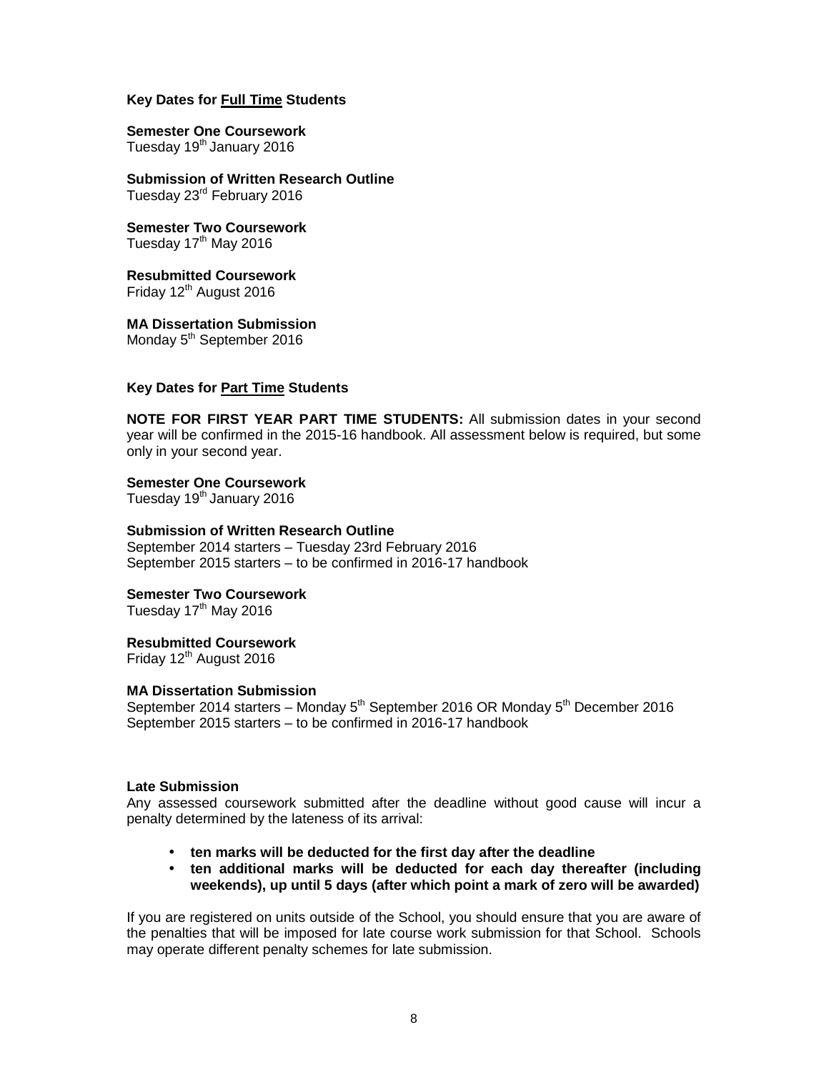**Key Dates for <u>Full Time</u> Students**

**Semester One Coursework**
Tuesday 19th January 2016

**Submission of Written Research Outline**
Tuesday 23rd February 2016

**Semester Two Coursework**
Tuesday 17th May 2016

**Resubmitted Coursework**
Friday 12th August 2016

**MA Dissertation Submission**
Monday 5th September 2016

**Key Dates for <u>Part Time</u> Students**

**NOTE FOR FIRST YEAR PART TIME STUDENTS:** All submission dates in your second year will be confirmed in the 2015-16 handbook. All assessment below is required, but some only in your second year.

**Semester One Coursework**
Tuesday 19th January 2016

**Submission of Written Research Outline**
September 2014 starters – Tuesday 23rd February 2016
September 2015 starters – to be confirmed in 2016-17 handbook

**Semester Two Coursework**
Tuesday 17th May 2016

**Resubmitted Coursework**
Friday 12th August 2016

**MA Dissertation Submission**
September 2014 starters – Monday 5th September 2016 OR Monday 5th December 2016
September 2015 starters – to be confirmed in 2016-17 handbook

**Late Submission**
Any assessed coursework submitted after the deadline without good cause will incur a penalty determined by the lateness of its arrival:

- **ten marks will be deducted for the first day after the deadline**
- **ten additional marks will be deducted for each day thereafter (including weekends), up until 5 days (after which point a mark of zero will be awarded)**

If you are registered on units outside of the School, you should ensure that you are aware of the penalties that will be imposed for late course work submission for that School. Schools may operate different penalty schemes for late submission.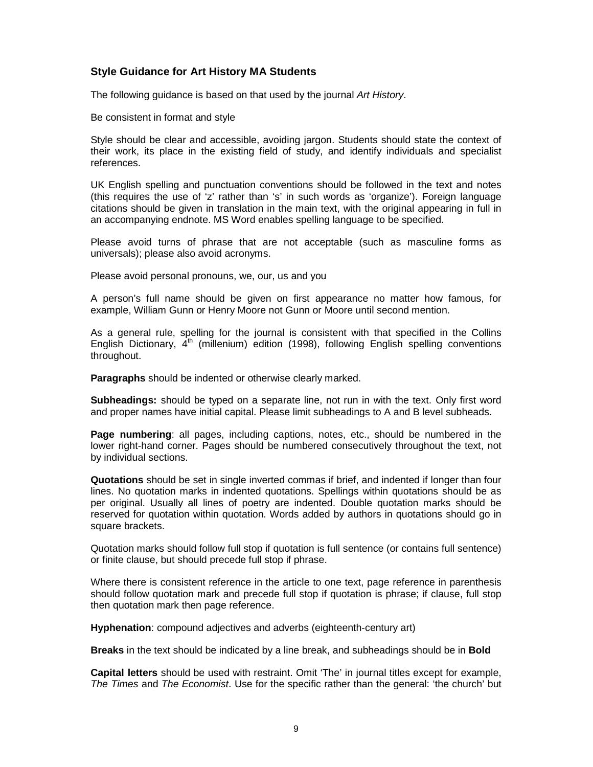### Style Guidance for Art History MA Students

The following guidance is based on that used by the journal *Art History*.

Be consistent in format and style

Style should be clear and accessible, avoiding jargon. Students should state the context of their work, its place in the existing field of study, and identify individuals and specialist references.

UK English spelling and punctuation conventions should be followed in the text and notes (this requires the use of 'z' rather than 's' in such words as 'organize'). Foreign language citations should be given in translation in the main text, with the original appearing in full in an accompanying endnote. MS Word enables spelling language to be specified.

Please avoid turns of phrase that are not acceptable (such as masculine forms as universals); please also avoid acronyms.

Please avoid personal pronouns, we, our, us and you

A person's full name should be given on first appearance no matter how famous, for example, William Gunn or Henry Moore not Gunn or Moore until second mention.

As a general rule, spelling for the journal is consistent with that specified in the Collins English Dictionary, 4th (millenium) edition (1998), following English spelling conventions throughout.

**Paragraphs** should be indented or otherwise clearly marked.

**Subheadings:** should be typed on a separate line, not run in with the text. Only first word and proper names have initial capital. Please limit subheadings to A and B level subheads.

**Page numbering**: all pages, including captions, notes, etc., should be numbered in the lower right-hand corner. Pages should be numbered consecutively throughout the text, not by individual sections.

**Quotations** should be set in single inverted commas if brief, and indented if longer than four lines. No quotation marks in indented quotations. Spellings within quotations should be as per original. Usually all lines of poetry are indented. Double quotation marks should be reserved for quotation within quotation. Words added by authors in quotations should go in square brackets.

Quotation marks should follow full stop if quotation is full sentence (or contains full sentence) or finite clause, but should precede full stop if phrase.

Where there is consistent reference in the article to one text, page reference in parenthesis should follow quotation mark and precede full stop if quotation is phrase; if clause, full stop then quotation mark then page reference.

**Hyphenation**: compound adjectives and adverbs (eighteenth-century art)

**Breaks** in the text should be indicated by a line break, and subheadings should be in **Bold**

**Capital letters** should be used with restraint. Omit 'The' in journal titles except for example, *The Times* and *The Economist*. Use for the specific rather than the general: 'the church' but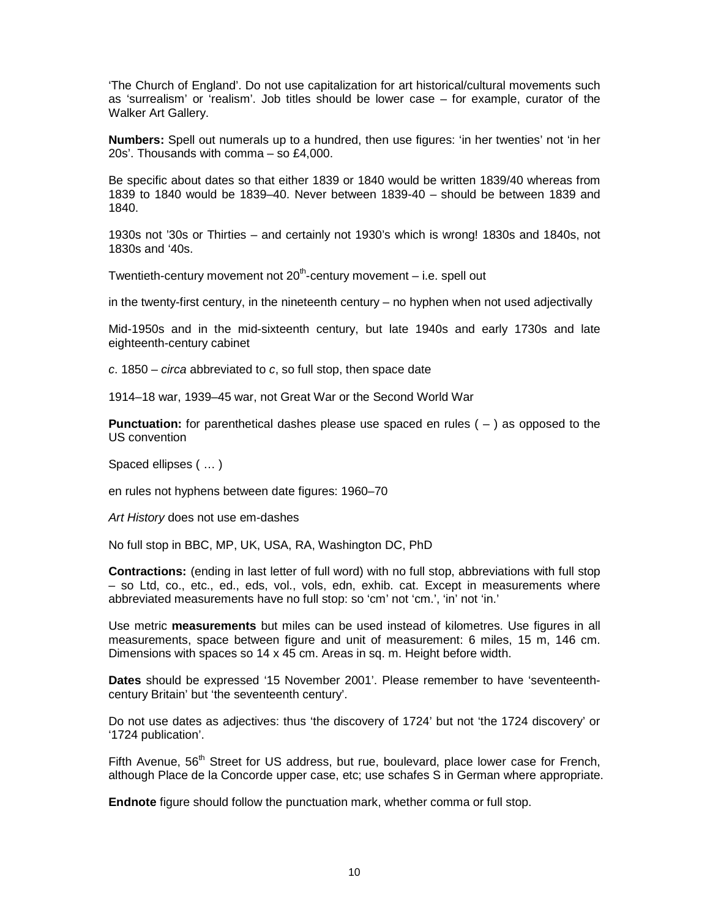'The Church of England'. Do not use capitalization for art historical/cultural movements such as 'surrealism' or 'realism'. Job titles should be lower case – for example, curator of the Walker Art Gallery.

**Numbers:** Spell out numerals up to a hundred, then use figures: 'in her twenties' not 'in her 20s'. Thousands with comma – so £4,000.

Be specific about dates so that either 1839 or 1840 would be written 1839/40 whereas from 1839 to 1840 would be 1839–40. Never between 1839-40 – should be between 1839 and 1840.

1930s not '30s or Thirties – and certainly not 1930's which is wrong! 1830s and 1840s, not 1830s and '40s.

Twentieth-century movement not 20th-century movement – i.e. spell out

in the twenty-first century, in the nineteenth century – no hyphen when not used adjectivally

Mid-1950s and in the mid-sixteenth century, but late 1940s and early 1730s and late eighteenth-century cabinet

*c*. 1850 – *circa* abbreviated to *c*, so full stop, then space date

1914–18 war, 1939–45 war, not Great War or the Second World War

**Punctuation:** for parenthetical dashes please use spaced en rules ( – ) as opposed to the US convention

Spaced ellipses ( … )

en rules not hyphens between date figures: 1960–70

*Art History* does not use em-dashes

No full stop in BBC, MP, UK, USA, RA, Washington DC, PhD

**Contractions:** (ending in last letter of full word) with no full stop, abbreviations with full stop – so Ltd, co., etc., ed., eds, vol., vols, edn, exhib. cat. Except in measurements where abbreviated measurements have no full stop: so 'cm' not 'cm.', 'in' not 'in.'

Use metric **measurements** but miles can be used instead of kilometres. Use figures in all measurements, space between figure and unit of measurement: 6 miles, 15 m, 146 cm. Dimensions with spaces so 14 x 45 cm. Areas in sq. m. Height before width.

**Dates** should be expressed '15 November 2001'. Please remember to have 'seventeenth-century Britain' but 'the seventeenth century'.

Do not use dates as adjectives: thus 'the discovery of 1724' but not 'the 1724 discovery' or '1724 publication'.

Fifth Avenue, 56th Street for US address, but rue, boulevard, place lower case for French, although Place de la Concorde upper case, etc; use schafes S in German where appropriate.

**Endnote** figure should follow the punctuation mark, whether comma or full stop.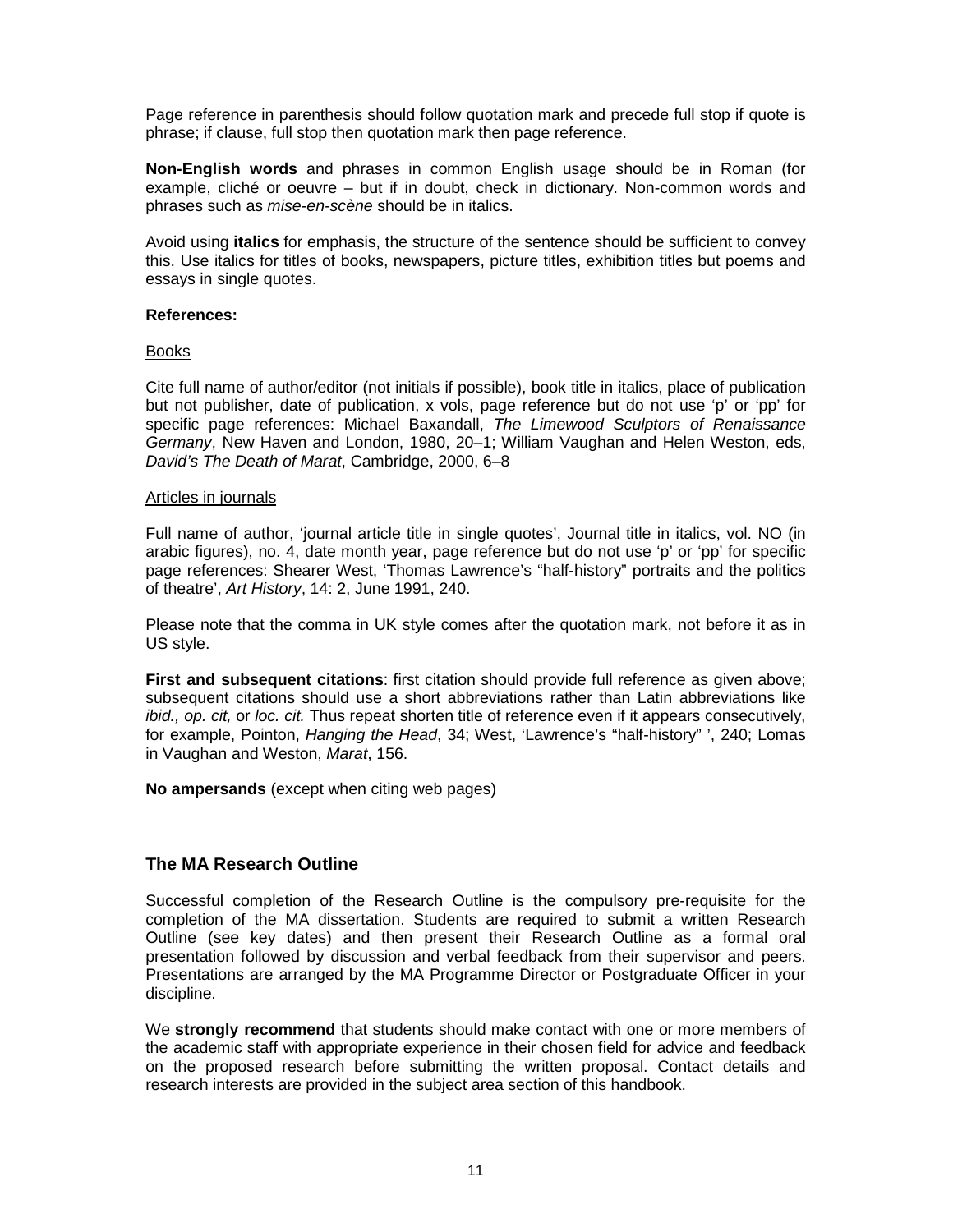Page reference in parenthesis should follow quotation mark and precede full stop if quote is phrase; if clause, full stop then quotation mark then page reference.

**Non-English words** and phrases in common English usage should be in Roman (for example, cliché or oeuvre – but if in doubt, check in dictionary. Non-common words and phrases such as *mise-en-scène* should be in italics.

Avoid using **italics** for emphasis, the structure of the sentence should be sufficient to convey this. Use italics for titles of books, newspapers, picture titles, exhibition titles but poems and essays in single quotes.

**References:**

<u>Books</u>

Cite full name of author/editor (not initials if possible), book title in italics, place of publication but not publisher, date of publication, x vols, page reference but do not use 'p' or 'pp' for specific page references: Michael Baxandall, *The Limewood Sculptors of Renaissance Germany*, New Haven and London, 1980, 20–1; William Vaughan and Helen Weston, eds, *David's The Death of Marat*, Cambridge, 2000, 6–8

<u>Articles in journals</u>

Full name of author, 'journal article title in single quotes', Journal title in italics, vol. NO (in arabic figures), no. 4, date month year, page reference but do not use 'p' or 'pp' for specific page references: Shearer West, 'Thomas Lawrence's "half-history" portraits and the politics of theatre', *Art History*, 14: 2, June 1991, 240.

Please note that the comma in UK style comes after the quotation mark, not before it as in US style.

**First and subsequent citations**: first citation should provide full reference as given above; subsequent citations should use a short abbreviations rather than Latin abbreviations like *ibid., op. cit,* or *loc. cit.* Thus repeat shorten title of reference even if it appears consecutively, for example, Pointon, *Hanging the Head*, 34; West, 'Lawrence's "half-history" ', 240; Lomas in Vaughan and Weston, *Marat*, 156.

**No ampersands** (except when citing web pages)

## The MA Research Outline

Successful completion of the Research Outline is the compulsory pre-requisite for the completion of the MA dissertation. Students are required to submit a written Research Outline (see key dates) and then present their Research Outline as a formal oral presentation followed by discussion and verbal feedback from their supervisor and peers. Presentations are arranged by the MA Programme Director or Postgraduate Officer in your discipline.

We **strongly recommend** that students should make contact with one or more members of the academic staff with appropriate experience in their chosen field for advice and feedback on the proposed research before submitting the written proposal. Contact details and research interests are provided in the subject area section of this handbook.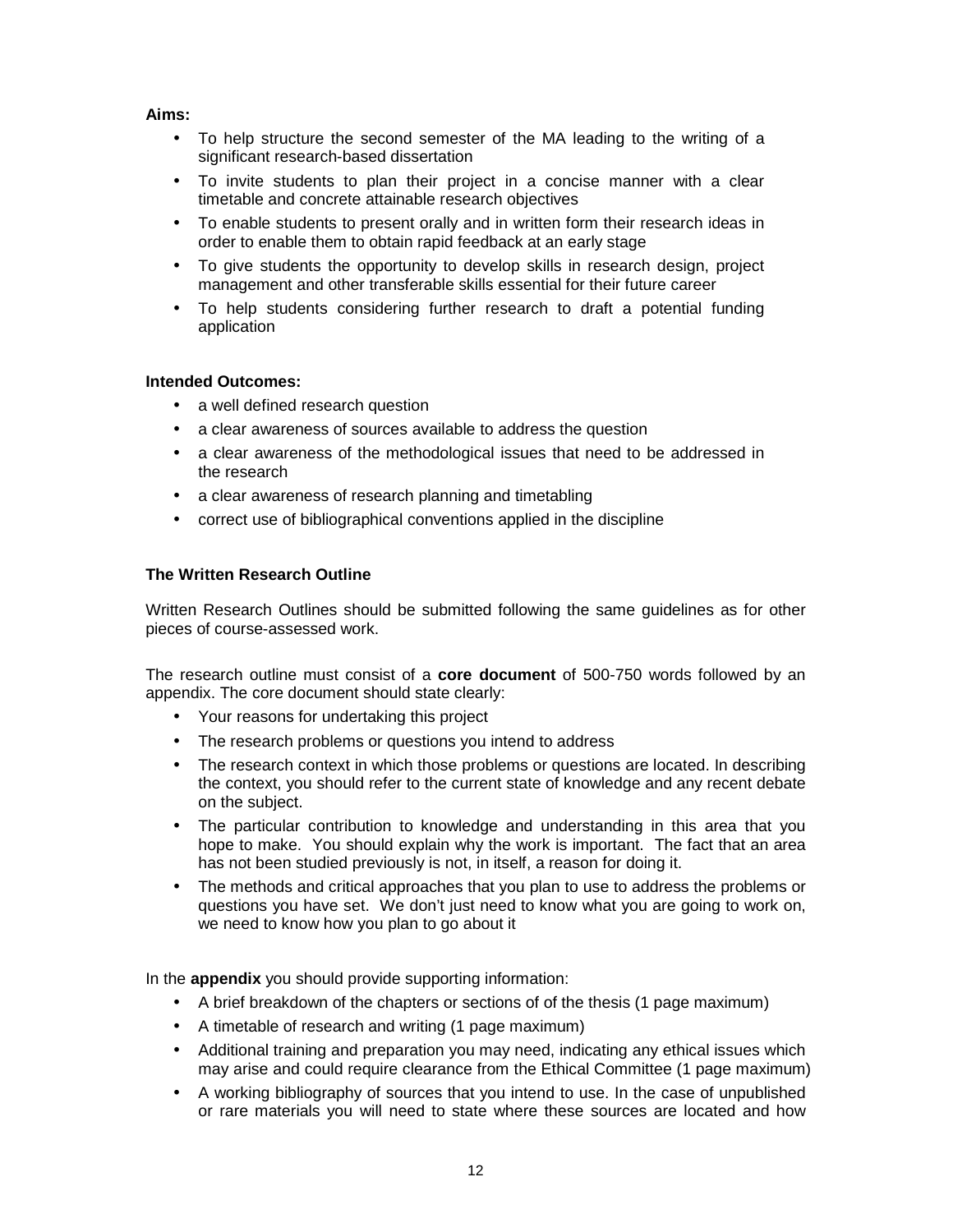**Aims:**

- To help structure the second semester of the MA leading to the writing of a significant research-based dissertation
- To invite students to plan their project in a concise manner with a clear timetable and concrete attainable research objectives
- To enable students to present orally and in written form their research ideas in order to enable them to obtain rapid feedback at an early stage
- To give students the opportunity to develop skills in research design, project management and other transferable skills essential for their future career
- To help students considering further research to draft a potential funding application

**Intended Outcomes:**

- a well defined research question
- a clear awareness of sources available to address the question
- a clear awareness of the methodological issues that need to be addressed in the research
- a clear awareness of research planning and timetabling
- correct use of bibliographical conventions applied in the discipline

**The Written Research Outline**

Written Research Outlines should be submitted following the same guidelines as for other pieces of course-assessed work.

The research outline must consist of a **core document** of 500-750 words followed by an appendix. The core document should state clearly:

- Your reasons for undertaking this project
- The research problems or questions you intend to address
- The research context in which those problems or questions are located. In describing the context, you should refer to the current state of knowledge and any recent debate on the subject.
- The particular contribution to knowledge and understanding in this area that you hope to make. You should explain why the work is important. The fact that an area has not been studied previously is not, in itself, a reason for doing it.
- The methods and critical approaches that you plan to use to address the problems or questions you have set. We don't just need to know what you are going to work on, we need to know how you plan to go about it

In the **appendix** you should provide supporting information:

- A brief breakdown of the chapters or sections of of the thesis (1 page maximum)
- A timetable of research and writing (1 page maximum)
- Additional training and preparation you may need, indicating any ethical issues which may arise and could require clearance from the Ethical Committee (1 page maximum)
- A working bibliography of sources that you intend to use. In the case of unpublished or rare materials you will need to state where these sources are located and how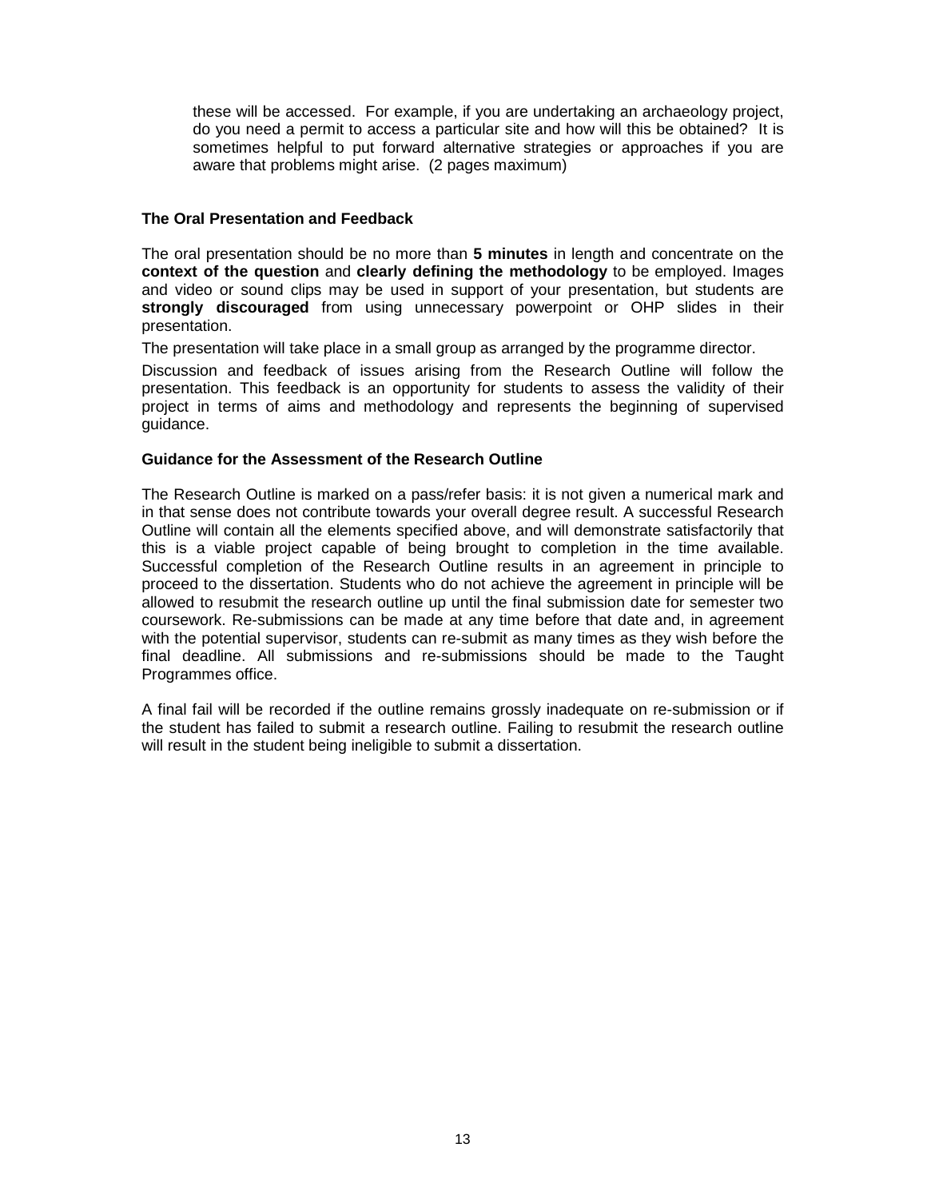these will be accessed. For example, if you are undertaking an archaeology project, do you need a permit to access a particular site and how will this be obtained? It is sometimes helpful to put forward alternative strategies or approaches if you are aware that problems might arise. (2 pages maximum)

### The Oral Presentation and Feedback

The oral presentation should be no more than **5 minutes** in length and concentrate on the **context of the question** and **clearly defining the methodology** to be employed. Images and video or sound clips may be used in support of your presentation, but students are **strongly discouraged** from using unnecessary powerpoint or OHP slides in their presentation.

The presentation will take place in a small group as arranged by the programme director.

Discussion and feedback of issues arising from the Research Outline will follow the presentation. This feedback is an opportunity for students to assess the validity of their project in terms of aims and methodology and represents the beginning of supervised guidance.

### Guidance for the Assessment of the Research Outline

The Research Outline is marked on a pass/refer basis: it is not given a numerical mark and in that sense does not contribute towards your overall degree result. A successful Research Outline will contain all the elements specified above, and will demonstrate satisfactorily that this is a viable project capable of being brought to completion in the time available. Successful completion of the Research Outline results in an agreement in principle to proceed to the dissertation. Students who do not achieve the agreement in principle will be allowed to resubmit the research outline up until the final submission date for semester two coursework. Re-submissions can be made at any time before that date and, in agreement with the potential supervisor, students can re-submit as many times as they wish before the final deadline. All submissions and re-submissions should be made to the Taught Programmes office.

A final fail will be recorded if the outline remains grossly inadequate on re-submission or if the student has failed to submit a research outline. Failing to resubmit the research outline will result in the student being ineligible to submit a dissertation.